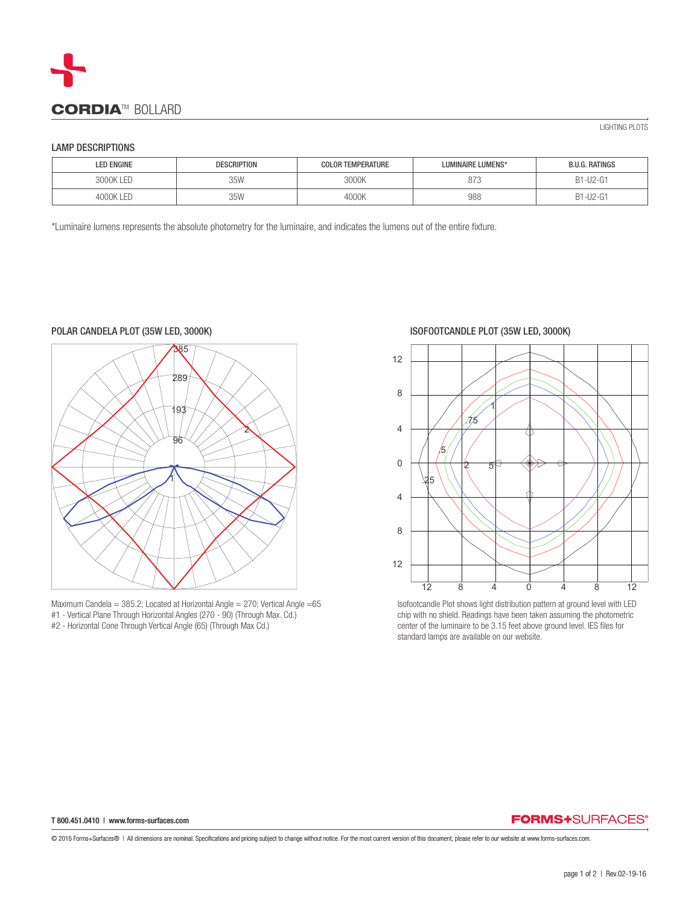# CORDIA™ BOLLARD

LIGHTING PLOTS

## LAMP DESCRIPTIONS

| LED ENGINE | DESCRIPTION | COLOR TEMPERATURE | LUMINAIRE LUMENS* | B.U.G. RATINGS |
|---|---|---|---|---|
| 3000K LED | 35W | 3000K | 873 | B1-U2-G1 |
| 4000K LED | 35W | 4000K | 988 | B1-U2-G1 |

*Luminaire lumens represents the absolute photometry for the luminaire, and indicates the lumens out of the entire fixture.

### POLAR CANDELA PLOT (35W LED, 3000K)

Maximum Candela = 385.2; Located at Horizontal Angle = 270; Vertical Angle =65
#1 - Vertical Plane Through Horizontal Angles (270 - 90) (Through Max. Cd.)
#2 - Horizontal Cone Through Vertical Angle (65) (Through Max Cd.)

### ISOFOOTCANDLE PLOT (35W LED, 3000K)

Isofootcandle Plot shows light distribution pattern at ground level with LED chip with no shield. Readings have been taken assuming the photometric center of the luminaire to be 3.15 feet above ground level. IES files for standard lamps are available on our website.

T 800.451.0410 | www.forms-surfaces.com

© 2016 Forms+Surfaces® | All dimensions are nominal. Specifications and pricing subject to change without notice. For the most current version of this document, please refer to our website at www.forms-surfaces.com.

Rev.02-19-16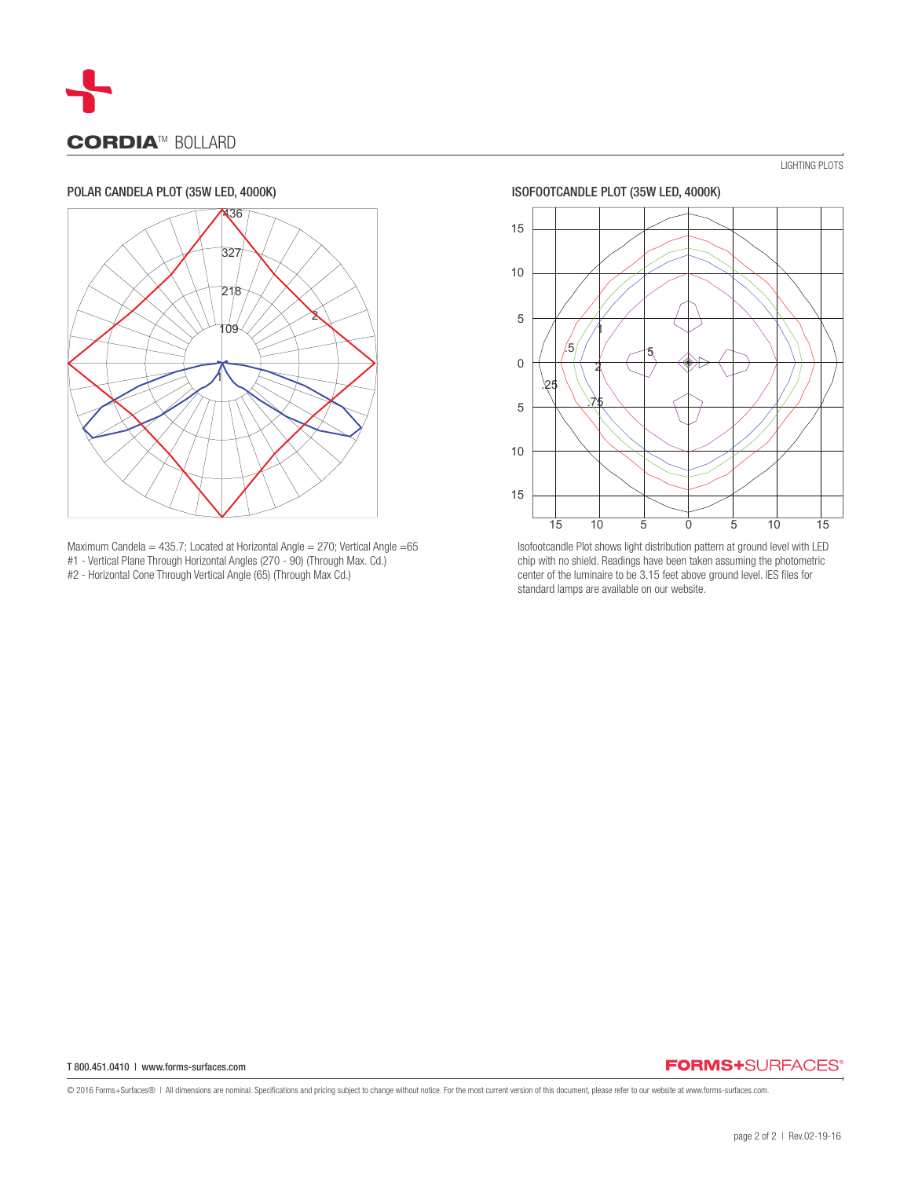# CORDIA™ BOLLARD

LIGHTING PLOTS

## POLAR CANDELA PLOT (35W LED, 4000K)

436
327
218
109
2
1

Maximum Candela = 435.7; Located at Horizontal Angle = 270; Vertical Angle =65
#1 - Vertical Plane Through Horizontal Angles (270 - 90) (Through Max. Cd.)
#2 - Horizontal Cone Through Vertical Angle (65) (Through Max Cd.)

## ISOFOOTCANDLE PLOT (35W LED, 4000K)

15
10
5
0
5
10
15

15 10 5 0 5 10 15

1
.5
5
2
.25
.75

Isofootcandle Plot shows light distribution pattern at ground level with LED chip with no shield. Readings have been taken assuming the photometric center of the luminaire to be 3.15 feet above ground level. IES files for standard lamps are available on our website.

T 800.451.0410 | www.forms-surfaces.com

FORMS+SURFACES®

© 2016 Forms+Surfaces® | All dimensions are nominal. Specifications and pricing subject to change without notice. For the most current version of this document, please refer to our website at www.forms-surfaces.com.

Rev.02-19-16